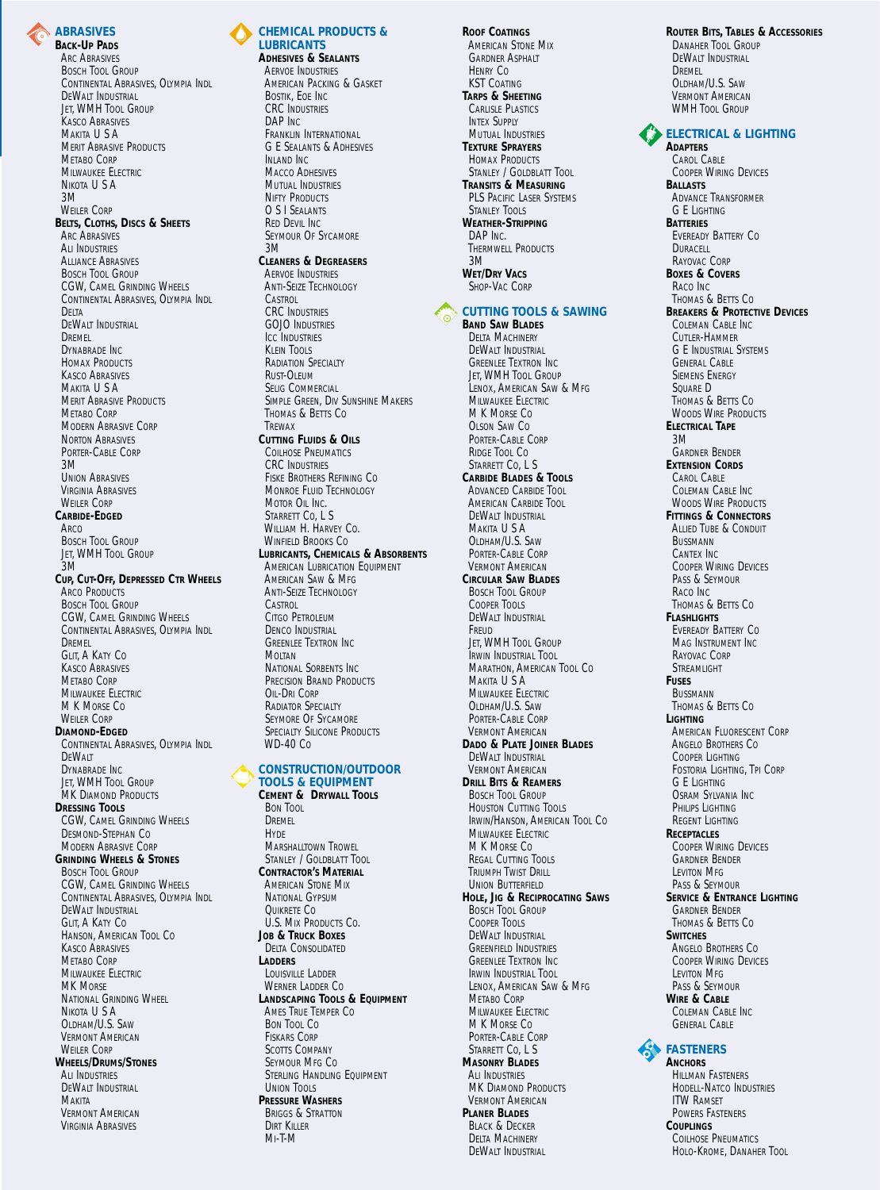## ABRASIVES

### Back-Up Pads

- Arc Abrasives
- Bosch Tool Group
- Continental Abrasives, Olympia Indl
- DeWalt Industrial
- Jet, WMH Tool Group
- Kasco Abrasives
- Makita U S A
- Merit Abrasive Products
- Metabo Corp
- Milwaukee Electric
- Nikota U S A
- 3M
- Weiler Corp

### Belts, Cloths, Discs & Sheets

- Arc Abrasives
- Ali Industries
- Alliance Abrasives
- Bosch Tool Group
- CGW, Camel Grinding Wheels
- Continental Abrasives, Olympia Indl
- Delta
- DeWalt Industrial
- Dremel
- Dynabrade Inc
- Homax Products
- Kasco Abrasives
- Makita U S A
- Merit Abrasive Products
- Metabo Corp
- Modern Abrasive Corp
- Norton Abrasives
- Porter-Cable Corp
- 3M
- Union Abrasives
- Virginia Abrasives
- Weiler Corp

### Carbide-Edged

- Arco
- Bosch Tool Group
- Jet, WMH Tool Group
- 3M

### Cup, Cut-Off, Depressed Ctr Wheels

- Arco Products
- Bosch Tool Group
- CGW, Camel Grinding Wheels
- Continental Abrasives, Olympia Indl
- Dremel
- Glit, A Katy Co
- Kasco Abrasives
- Metabo Corp
- Milwaukee Electric
- M K Morse Co
- Weiler Corp

### Diamond-Edged

- Continental Abrasives, Olympia Indl
- DeWalt
- Dynabrade Inc
- Jet, WMH Tool Group
- MK Diamond Products

### Dressing Tools

- CGW, Camel Grinding Wheels
- Desmond-Stephan Co
- Modern Abrasive Corp

### Grinding Wheels & Stones

- Bosch Tool Group
- CGW, Camel Grinding Wheels
- Continental Abrasives, Olympia Indl
- DeWalt Industrial
- Glit, A Katy Co
- Hanson, American Tool Co
- Kasco Abrasives
- Metabo Corp
- Milwaukee Electric
- MK Morse
- National Grinding Wheel
- Nikota U S A
- Oldham/U.S. Saw
- Vermont American
- Weiler Corp

### Wheels/Drums/Stones

- Ali Industries
- DeWalt Industrial
- Makita
- Vermont American
- Virginia Abrasives

## CHEMICAL PRODUCTS & LUBRICANTS

### Adhesives & Sealants

- Aervoe Industries
- American Packing & Gasket
- Bostik, Eoe Inc
- CRC Industries
- DAP Inc
- Franklin International
- G E Sealants & Adhesives
- Inland Inc
- Macco Adhesives
- Mutual Industries
- Nifty Products
- O S I Sealants
- Red Devil Inc
- Seymour Of Sycamore
- 3M

### Cleaners & Degreasers

- Aervoe Industries
- Anti-Seize Technology
- Castrol
- CRC Industries
- GOJO Industries
- Icc Industries
- Klein Tools
- Radiation Specialty
- Rust-Oleum
- Selig Commercial
- Simple Green, Div Sunshine Makers
- Thomas & Betts Co
- Trewax

### Cutting Fluids & Oils

- Coilhose Pneumatics
- CRC Industries
- Fiske Brothers Refining Co
- Monroe Fluid Technology
- Motor Oil Inc.
- Starrett Co, L S
- William H. Harvey Co.
- Winfield Brooks Co

### Lubricants, Chemicals & Absorbents

- American Lubrication Equipment
- American Saw & Mfg
- Anti-Seize Technology
- Castrol
- Citgo Petroleum
- Denco Industrial
- Greenlee Textron Inc
- Moltan
- National Sorbents Inc
- Precision Brand Products
- Oil-Dri Corp
- Radiator Specialty
- Seymore Of Sycamore
- Specialty Silicone Products
- WD-40 Co

## CONSTRUCTION/OUTDOOR TOOLS & EQUIPMENT

### Cement & Drywall Tools

- Bon Tool
- Dremel
- Hyde
- Marshalltown Trowel
- Stanley / Goldblatt Tool

### Contractor's Material

- American Stone Mix
- National Gypsum
- Quikrete Co
- U.S. Mix Products Co.

### Job & Truck Boxes

- Delta Consolidated

### Ladders

- Louisville Ladder
- Werner Ladder Co

### Landscaping Tools & Equipment

- Ames True Temper Co
- Bon Tool Co
- Fiskars Corp
- Scotts Company
- Seymour Mfg Co
- Sterling Handling Equipment
- Union Tools

### Pressure Washers

- Briggs & Stratton
- Dirt Killer
- Mi-T-M

### Roof Coatings

- American Stone Mix
- Gardner Asphalt
- Henry Co
- KST Coating

### Tarps & Sheeting

- Carlisle Plastics
- Intex Supply
- Mutual Industries

### Texture Sprayers

- Homax Products
- Stanley / Goldblatt Tool

### Transits & Measuring

- PLS Pacific Laser Systems
- Stanley Tools

### Weather-Stripping

- DAP Inc.
- Thermwell Products
- 3M

### Wet/Dry Vacs

- Shop-Vac Corp

## CUTTING TOOLS & SAWING

### Band Saw Blades

- Delta Machinery
- DeWalt Industrial
- Greenlee Textron Inc
- Jet, WMH Tool Group
- Lenox, American Saw & Mfg
- Milwaukee Electric
- M K Morse Co
- Olson Saw Co
- Porter-Cable Corp
- Ridge Tool Co
- Starrett Co, L S

### Carbide Blades & Tools

- Advanced Carbide Tool
- American Carbide Tool
- DeWalt Industrial
- Makita U S A
- Oldham/U.S. Saw
- Porter-Cable Corp
- Vermont American

### Circular Saw Blades

- Bosch Tool Group
- Cooper Tools
- DeWalt Industrial
- Freud
- Jet, WMH Tool Group
- Irwin Industrial Tool
- Marathon, American Tool Co
- Makita U S A
- Milwaukee Electric
- Oldham/U.S. Saw
- Porter-Cable Corp
- Vermont American

### Dado & Plate Joiner Blades

- DeWalt Industrial
- Vermont American

### Drill Bits & Reamers

- Bosch Tool Group
- Houston Cutting Tools
- Irwin/Hanson, American Tool Co
- Milwaukee Electric
- M K Morse Co
- Regal Cutting Tools
- Triumph Twist Drill
- Union Butterfield

### Hole, Jig & Reciprocating Saws

- Bosch Tool Group
- Cooper Tools
- DeWalt Industrial
- Greenfield Industries
- Greenlee Textron Inc
- Irwin Industrial Tool
- Lenox, American Saw & Mfg
- Metabo Corp
- Milwaukee Electric
- M K Morse Co
- Porter-Cable Corp
- Starrett Co, L S

### Masonry Blades

- Ali Industries
- MK Diamond Products
- Vermont American

### Planer Blades

- Black & Decker
- Delta Machinery
- DeWalt Industrial

### Router Bits, Tables & Accessories

- Danaher Tool Group
- DeWalt Industrial
- Dremel
- Oldham/U.S. Saw
- Vermont American
- WMH Tool Group

## ELECTRICAL & LIGHTING

### Adapters

- Carol Cable
- Cooper Wiring Devices

### Ballasts

- Advance Transformer
- G E Lighting

### Batteries

- Eveready Battery Co
- Duracell
- Rayovac Corp

### Boxes & Covers

- Raco Inc
- Thomas & Betts Co

### Breakers & Protective Devices

- Coleman Cable Inc
- Cutler-Hammer
- G E Industrial Systems
- General Cable
- Siemens Energy
- Square D
- Thomas & Betts Co
- Woods Wire Products

### Electrical Tape

- 3M
- Gardner Bender

### Extension Cords

- Carol Cable
- Coleman Cable Inc
- Woods Wire Products

### Fittings & Connectors

- Allied Tube & Conduit
- Bussmann
- Cantex Inc
- Cooper Wiring Devices
- Pass & Seymour
- Raco Inc
- Thomas & Betts Co

### Flashlights

- Eveready Battery Co
- Mag Instrument Inc
- Rayovac Corp
- Streamlight

### Fuses

- Bussmann
- Thomas & Betts Co

### Lighting

- American Fluorescent Corp
- Angelo Brothers Co
- Cooper Lighting
- Fostoria Lighting, Tpi Corp
- G E Lighting
- Osram Sylvania Inc
- Philips Lighting
- Regent Lighting

### Receptacles

- Cooper Wiring Devices
- Gardner Bender
- Leviton Mfg
- Pass & Seymour

### Service & Entrance Lighting

- Gardner Bender
- Thomas & Betts Co

### Switches

- Angelo Brothers Co
- Cooper Wiring Devices
- Leviton Mfg
- Pass & Seymour

### Wire & Cable

- Coleman Cable Inc
- General Cable

## FASTENERS

### Anchors

- Hillman Fasteners
- Hodell-Natco Industries
- ITW Ramset
- Powers Fasteners

### Couplings

- Coilhose Pneumatics
- Holo-Krome, Danaher Tool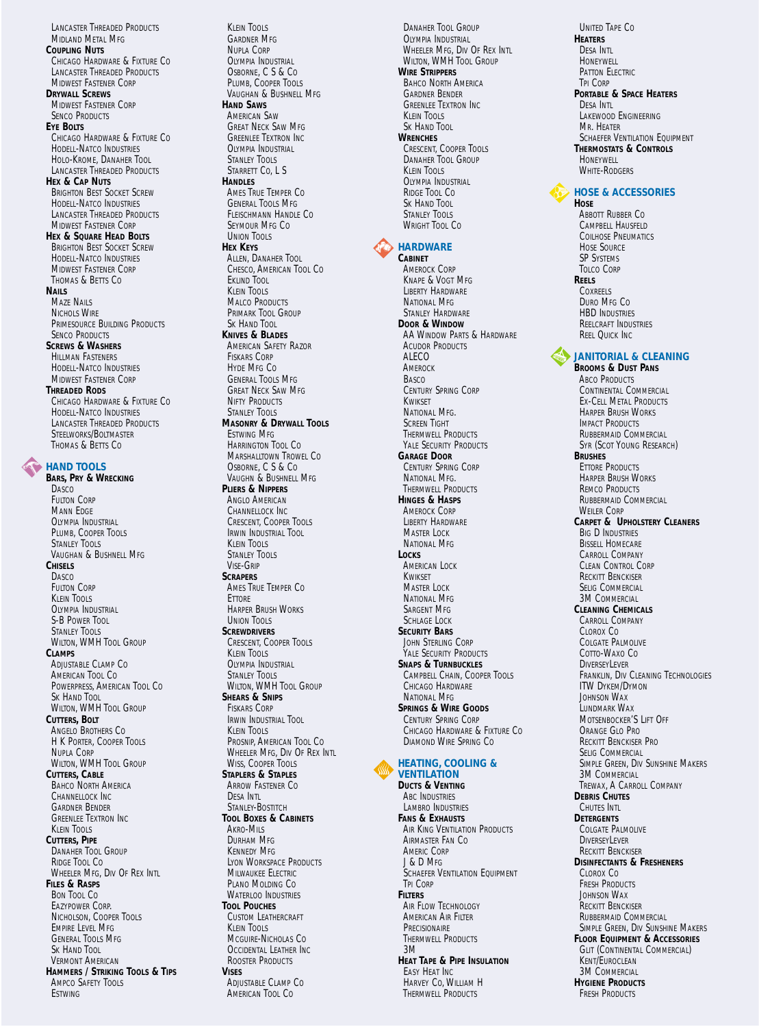Lancaster Threaded Products
Midland Metal Mfg

**Coupling Nuts**

- Chicago Hardware & Fixture Co
- Lancaster Threaded Products
- Midwest Fastener Corp

**Drywall Screws**

- Midwest Fastener Corp
- Senco Products

**Eye Bolts**

- Chicago Hardware & Fixture Co
- Hodell-Natco Industries
- Holo-Krome, Danaher Tool
- Lancaster Threaded Products

**Hex & Cap Nuts**

- Brighton Best Socket Screw
- Hodell-Natco Industries
- Lancaster Threaded Products
- Midwest Fastener Corp

**Hex & Square Head Bolts**

- Brighton Best Socket Screw
- Hodell-Natco Industries
- Midwest Fastener Corp
- Thomas & Betts Co

**Nails**

- Maze Nails
- Nichols Wire
- Primesource Building Products
- Senco Products

**Screws & Washers**

- Hillman Fasteners
- Hodell-Natco Industries
- Midwest Fastener Corp

**Threaded Rods**

- Chicago Hardware & Fixture Co
- Hodell-Natco Industries
- Lancaster Threaded Products
- Steelworks/Boltmaster
- Thomas & Betts Co

## HAND TOOLS

**Bars, Pry & Wrecking**

- Dasco
- Fulton Corp
- Mann Edge
- Olympia Industrial
- Plumb, Cooper Tools
- Stanley Tools
- Vaughan & Bushnell Mfg

**Chisels**

- Dasco
- Fulton Corp
- Klein Tools
- Olympia Industrial
- S-B Power Tool
- Stanley Tools
- Wilton, WMH Tool Group

**Clamps**

- Adjustable Clamp Co
- American Tool Co
- Powerpress, American Tool Co
- Sk Hand Tool
- Wilton, WMH Tool Group

**Cutters, Bolt**

- Angelo Brothers Co
- H K Porter, Cooper Tools
- Nupla Corp
- Wilton, WMH Tool Group

**Cutters, Cable**

- Bahco North America
- Channellock Inc
- Gardner Bender
- Greenlee Textron Inc
- Klein Tools

**Cutters, Pipe**

- Danaher Tool Group
- Ridge Tool Co
- Wheeler Mfg, Div Of Rex Intl

**Files & Rasps**

- Bon Tool Co
- Eazypower Corp.
- Nicholson, Cooper Tools
- Empire Level Mfg
- General Tools Mfg
- Sk Hand Tool
- Vermont American

**Hammers / Striking Tools & Tips**

- Ampco Safety Tools
- Estwing
- Klein Tools
- Gardner Mfg
- Nupla Corp
- Olympia Industrial
- Osborne, C S & Co
- Plumb, Cooper Tools
- Vaughan & Bushnell Mfg

**Hand Saws**

- American Saw
- Great Neck Saw Mfg
- Greenlee Textron Inc
- Olympia Industrial
- Stanley Tools
- Starrett Co, L S

**Handles**

- Ames True Temper Co
- General Tools Mfg
- Fleischmann Handle Co
- Seymour Mfg Co
- Union Tools

**Hex Keys**

- Allen, Danaher Tool
- Chesco, American Tool Co
- Eklind Tool
- Klein Tools
- Malco Products
- Primar Tool Group
- Sk Hand Tool

**Knives & Blades**

- American Safety Razor
- Fiskars Corp
- Hyde Mfg Co
- General Tools Mfg
- Great Neck Saw Mfg
- Nifty Products
- Stanley Tools

**Masonry & Drywall Tools**

- Estwing Mfg
- Harrington Tool Co
- Marshalltown Trowel Co
- Osborne, C S & Co
- Vaughn & Bushnell Mfg

**Pliers & Nippers**

- Anglo American
- Channellock Inc
- Crescent, Cooper Tools
- Irwin Industrial Tool
- Klein Tools
- Stanley Tools
- Vise-Grip

**Scrapers**

- Ames True Temper Co
- Ettore
- Harper Brush Works
- Union Tools

**Screwdrivers**

- Crescent, Cooper Tools
- Klein Tools
- Olympia Industrial
- Stanley Tools
- Wilton, WMH Tool Group

**Shears & Snips**

- Fiskars Corp
- Irwin Industrial Tool
- Klein Tools
- Prosnip, American Tool Co
- Wheeler Mfg, Div Of Rex Intl
- Wiss, Cooper Tools

**Staplers & Staples**

- Arrow Fastener Co
- Desa Intl
- Stanley-Bostitch

**Tool Boxes & Cabinets**

- Akro-Mils
- Durham Mfg
- Kennedy Mfg
- Lyon Workspace Products
- Milwaukee Electric
- Plano Molding Co
- Waterloo Industries

**Tool Pouches**

- Custom Leathercraft
- Klein Tools
- Mcguire-Nicholas Co
- Occidental Leather Inc
- Rooster Products

**Vises**

- Adjustable Clamp Co
- American Tool Co
- Danaher Tool Group
- Olympia Industrial
- Wheeler Mfg, Div Of Rex Intl
- Wilton, WMH Tool Group

**Wire Strippers**

- Bahco North America
- Gardner Bender
- Greenlee Textron Inc
- Klein Tools
- Sk Hand Tool

**Wrenches**

- Crescent, Cooper Tools
- Danaher Tool Group
- Klein Tools
- Olympia Industrial
- Ridge Tool Co
- Sk Hand Tool
- Stanley Tools
- Wright Tool Co

## HARDWARE

**Cabinet**

- Amerock Corp
- Knape & Vogt Mfg
- Liberty Hardware
- National Mfg
- Stanley Hardware

**Door & Window**

- AA Window Parts & Hardware
- Acudor Products
- ALECO
- Amerock
- Basco
- Century Spring Corp
- Kwikset
- National Mfg.
- Screen Tight
- Thermwell Products
- Yale Security Products

**Garage Door**

- Century Spring Corp
- National Mfg.
- Thermwell Products

**Hinges & Hasps**

- Amerock Corp
- Liberty Hardware
- Master Lock
- National Mfg

**Locks**

- American Lock
- Kwikset
- Master Lock
- National Mfg
- Sargent Mfg
- Schlage Lock

**Security Bars**

- John Sterling Corp
- Yale Security Products

**Snaps & Turnbuckles**

- Campbell Chain, Cooper Tools
- Chicago Hardware
- National Mfg

**Springs & Wire Goods**

- Century Spring Corp
- Chicago Hardware & Fixture Co
- Diamond Wire Spring Co

## HEATING, COOLING & VENTILATION

**Ducts & Venting**

- Abc Industries
- Lambro Industries

**Fans & Exhausts**

- Air King Ventilation Products
- Airmaster Fan Co
- Americ Corp
- J & D Mfg
- Schaefer Ventilation Equipment
- Tpi Corp

**Filters**

- Air Flow Technology
- American Air Filter
- Precisionaire
- Thermwell Products
- 3M

**Heat Tape & Pipe Insulation**

- Easy Heat Inc
- Harvey Co, William H
- Thermwell Products
- United Tape Co

**Heaters**

- Desa Intl
- Honeywell
- Patton Electric
- Tpi Corp

**Portable & Space Heaters**

- Desa Intl
- Lakewood Engineering
- Mr. Heater
- Schaefer Ventilation Equipment

**Thermostats & Controls**

- Honeywell
- White-Rodgers

## HOSE & ACCESSORIES

**Hose**

- Abbott Rubber Co
- Campbell Hausfeld
- Coilhose Pneumatics
- Hose Source
- SP Systems
- Tolco Corp

**Reels**

- Coxreels
- Duro Mfg Co
- HBD Industries
- Reelcraft Industries
- Reel Quick Inc

## JANITORIAL & CLEANING

**Brooms & Dust Pans**

- Abco Products
- Continental Commercial
- Ex-Cell Metal Products
- Harper Brush Works
- Impact Products
- Rubbermaid Commercial
- Syr (Scot Young Research)

**Brushes**

- Ettore Products
- Harper Brush Works
- Remco Products
- Rubbermaid Commercial
- Weiler Corp

**Carpet & Upholstery Cleaners**

- Big D Industries
- Bissell Homecare
- Carroll Company
- Clean Control Corp
- Reckitt Benckiser
- Selig Commercial
- 3M Commercial

**Cleaning Chemicals**

- Carroll Company
- Clorox Co
- Colgate Palmolive
- Cotto-Waxo Co
- DiverseyLever
- Franklin, Div Cleaning Technologies
- ITW Dykem/Dymon
- Johnson Wax
- Lundmark Wax
- Motsenbocker'S Lift Off
- Orange Glo Pro
- Reckitt Benckiser Pro
- Selig Commercial
- Simple Green, Div Sunshine Makers
- 3M Commercial
- Trewax, A Carroll Company

**Debris Chutes**

- Chutes Intl

**Detergents**

- Colgate Palmolive
- DiverseyLever
- Reckitt Benckiser

**Disinfectants & Fresheners**

- Clorox Co
- Fresh Products
- Johnson Wax
- Reckitt Benckiser
- Rubbermaid Commercial
- Simple Green, Div Sunshine Makers

**Floor Equipment & Accessories**

- Glit (Continental Commercial)
- Kent/Euroclean
- 3M Commercial

**Hygiene Products**

- Fresh Products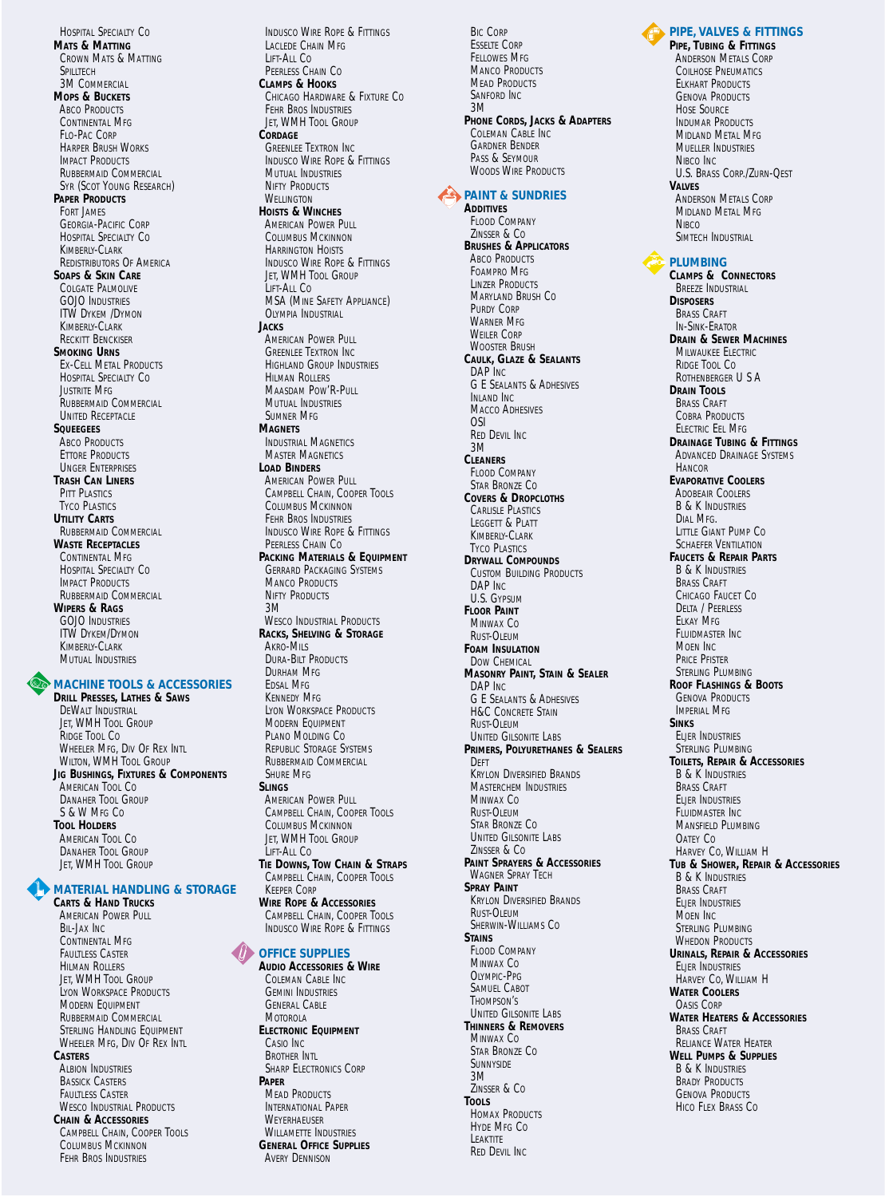Hospital Specialty Co

**Mats & Matting**

- Crown Mats & Matting
- Spilltech
- 3M Commercial

**Mops & Buckets**

- Abco Products
- Continental Mfg
- Flo-Pac Corp
- Harper Brush Works
- Impact Products
- Rubbermaid Commercial
- Syr (Scot Young Research)

**Paper Products**

- Fort James
- Georgia-Pacific Corp
- Hospital Specialty Co
- Kimberly-Clark
- Redistributors Of America

**Soaps & Skin Care**

- Colgate Palmolive
- GOJO Industries
- ITW Dykem /Dymon
- Kimberly-Clark
- Reckitt Benckiser

**Smoking Urns**

- Ex-Cell Metal Products
- Hospital Specialty Co
- Justrite Mfg
- Rubbermaid Commercial
- United Receptacle

**Squeegees**

- Abco Products
- Ettore Products
- Unger Enterprises

**Trash Can Liners**

- Pitt Plastics
- Tyco Plastics

**Utility Carts**

- Rubbermaid Commercial

**Waste Receptacles**

- Continental Mfg
- Hospital Specialty Co
- Impact Products
- Rubbermaid Commercial

**Wipers & Rags**

- GOJO Industries
- ITW Dykem/Dymon
- Kimberly-Clark
- Mutual Industries

## MACHINE TOOLS & ACCESSORIES

**Drill Presses, Lathes & Saws**

- DeWalt Industrial
- Jet, WMH Tool Group
- Ridge Tool Co
- Wheeler Mfg, Div Of Rex Intl
- Wilton, WMH Tool Group

**Jig Bushings, Fixtures & Components**

- American Tool Co
- Danaher Tool Group
- S & W Mfg Co

**Tool Holders**

- American Tool Co
- Danaher Tool Group
- Jet, WMH Tool Group

## MATERIAL HANDLING & STORAGE

**Carts & Hand Trucks**

- American Power Pull
- Bil-Jax Inc
- Continental Mfg
- Faultless Caster
- Hilman Rollers
- Jet, WMH Tool Group
- Lyon Workspace Products
- Modern Equipment
- Rubbermaid Commercial
- Sterling Handling Equipment
- Wheeler Mfg, Div Of Rex Intl

**Casters**

- Albion Industries
- Bassick Casters
- Faultless Caster
- Wesco Industrial Products

**Chain & Accessories**

- Campbell Chain, Cooper Tools
- Columbus Mckinnon
- Fehr Bros Industries
- Indusco Wire Rope & Fittings
- Laclede Chain Mfg
- Lift-All Co
- Peerless Chain Co

**Clamps & Hooks**

- Chicago Hardware & Fixture Co
- Fehr Bros Industries
- Jet, WMH Tool Group

**Cordage**

- Greenlee Textron Inc
- Indusco Wire Rope & Fittings
- Mutual Industries
- Nifty Products
- Wellington

**Hoists & Winches**

- American Power Pull
- Columbus Mckinnon
- Harrington Hoists
- Indusco Wire Rope & Fittings
- Jet, WMH Tool Group
- Lift-All Co
- MSA (Mine Safety Appliance)
- Olympia Industrial

**Jacks**

- American Power Pull
- Greenlee Textron Inc
- Highland Group Industries
- Hilman Rollers
- Maasdam Pow'R-Pull
- Mutual Industries
- Sumner Mfg

**Magnets**

- Industrial Magnetics
- Master Magnetics

**Load Binders**

- American Power Pull
- Campbell Chain, Cooper Tools
- Columbus Mckinnon
- Fehr Bros Industries
- Indusco Wire Rope & Fittings
- Peerless Chain Co

**Packing Materials & Equipment**

- Gerrard Packaging Systems
- Manco Products
- Nifty Products
- 3M
- Wesco Industrial Products

**Racks, Shelving & Storage**

- Akro-Mils
- Dura-Bilt Products
- Durham Mfg
- Edsal Mfg
- Kennedy Mfg
- Lyon Workspace Products
- Modern Equipment
- Plano Molding Co
- Republic Storage Systems
- Rubbermaid Commercial
- Shure Mfg

**Slings**

- American Power Pull
- Campbell Chain, Cooper Tools
- Columbus Mckinnon
- Jet, WMH Tool Group
- Lift-All Co

**Tie Downs, Tow Chain & Straps**

- Campbell Chain, Cooper Tools
- Keeper Corp

**Wire Rope & Accessories**

- Campbell Chain, Cooper Tools
- Indusco Wire Rope & Fittings

## OFFICE SUPPLIES

**Audio Accessories & Wire**

- Coleman Cable Inc
- Gemini Industries
- General Cable
- Motorola

**Electronic Equipment**

- Casio Inc
- Brother Intl
- Sharp Electronics Corp

**Paper**

- Mead Products
- International Paper
- Weyerhaeuser
- Willamette Industries

**General Office Supplies**

- Avery Dennison
- Bic Corp
- Esselte Corp
- Fellowes Mfg
- Manco Products
- Mead Products
- Sanford Inc
- 3M

**Phone Cords, Jacks & Adapters**

- Coleman Cable Inc
- Gardner Bender
- Pass & Seymour
- Woods Wire Products

## PAINT & SUNDRIES

**Additives**

- Flood Company
- Zinsser & Co

**Brushes & Applicators**

- Abco Products
- Foampro Mfg
- Linzer Products
- Maryland Brush Co
- Purdy Corp
- Warner Mfg
- Weiler Corp
- Wooster Brush

**Caulk, Glaze & Sealants**

- DAP Inc
- G E Sealants & Adhesives
- Inland Inc
- Macco Adhesives
- OSI
- Red Devil Inc
- 3M

**Cleaners**

- Flood Company
- Star Bronze Co

**Covers & Dropcloths**

- Carlisle Plastics
- Leggett & Platt
- Kimberly-Clark
- Tyco Plastics

**Drywall Compounds**

- Custom Building Products
- DAP Inc
- U.S. Gypsum

**Floor Paint**

- Minwax Co
- Rust-Oleum

**Foam Insulation**

- Dow Chemical

**Masonry Paint, Stain & Sealer**

- DAP Inc
- G E Sealants & Adhesives
- H&C Concrete Stain
- Rust-Oleum
- United Gilsonite Labs

**Primers, Polyurethanes & Sealers**

- Deft
- Krylon Diversified Brands
- Masterchem Industries
- Minwax Co
- Rust-Oleum
- Star Bronze Co
- United Gilsonite Labs
- Zinsser & Co

**Paint Sprayers & Accessories**

- Wagner Spray Tech

**Spray Paint**

- Krylon Diversified Brands
- Rust-Oleum
- Sherwin-Williams Co

**Stains**

- Flood Company
- Minwax Co
- Olympic-Ppg
- Samuel Cabot
- Thompson's
- United Gilsonite Labs

**Thinners & Removers**

- Minwax Co
- Star Bronze Co
- Sunnyside
- 3M
- Zinsser & Co

**Tools**

- Homax Products
- Hyde Mfg Co
- Leaktite
- Red Devil Inc

## PIPE, VALVES & FITTINGS

**Pipe, Tubing & Fittings**

- Anderson Metals Corp
- Coilhose Pneumatics
- Elkhart Products
- Genova Products
- Hose Source
- Indumar Products
- Midland Metal Mfg
- Mueller Industries
- Nibco Inc
- U.S. Brass Corp./Zurn-Qest

**Valves**

- Anderson Metals Corp
- Midland Metal Mfg
- Nibco
- Simtech Industrial

## PLUMBING

**Clamps & Connectors**

- Breeze Industrial

**Disposers**

- Brass Craft
- In-Sink-Erator

**Drain & Sewer Machines**

- Milwaukee Electric
- Ridge Tool Co
- Rothenberger U S A

**Drain Tools**

- Brass Craft
- Cobra Products
- Electric Eel Mfg

**Drainage Tubing & Fittings**

- Advanced Drainage Systems
- Hancor

**Evaporative Coolers**

- Adobeair Coolers
- B & K Industries
- Dial Mfg.
- Little Giant Pump Co
- Schaefer Ventilation

**Faucets & Repair Parts**

- B & K Industries
- Brass Craft
- Chicago Faucet Co
- Delta / Peerless
- Elkay Mfg
- Fluidmaster Inc
- Moen Inc
- Price Pfister
- Sterling Plumbing

**Roof Flashings & Boots**

- Genova Products
- Imperial Mfg

**Sinks**

- Eljer Industries
- Sterling Plumbing

**Toilets, Repair & Accessories**

- B & K Industries
- Brass Craft
- Eljer Industries
- Fluidmaster Inc
- Mansfield Plumbing
- Oatey Co
- Harvey Co, William H

**Tub & Shower, Repair & Accessories**

- B & K Industries
- Brass Craft
- Eljer Industries
- Moen Inc
- Sterling Plumbing
- Whedon Products

**Urinals, Repair & Accessories**

- Eljer Industries
- Harvey Co, William H

**Water Coolers**

- Oasis Corp

**Water Heaters & Accessories**

- Brass Craft
- Reliance Water Heater

**Well Pumps & Supplies**

- B & K Industries
- Brady Products
- Genova Products
- Hico Flex Brass Co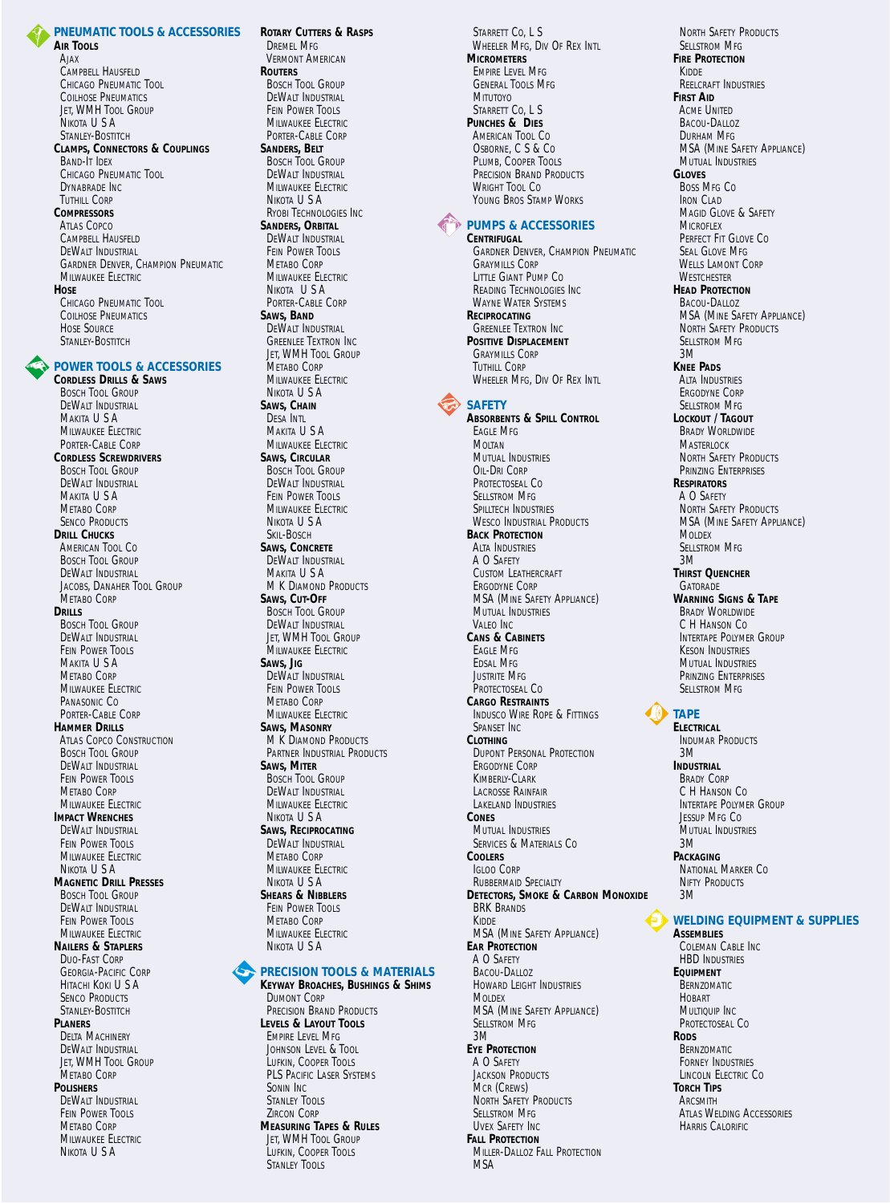## PNEUMATIC TOOLS & ACCESSORIES

### Air Tools
- Ajax
- Campbell Hausfeld
- Chicago Pneumatic Tool
- Coilhose Pneumatics
- Jet, WMH Tool Group
- Nikota U S A
- Stanley-Bostitch

### Clamps, Connectors & Couplings
- Band-It Idex
- Chicago Pneumatic Tool
- Dynabrade Inc
- Tuthill Corp

### Compressors
- Atlas Copco
- Campbell Hausfeld
- DeWalt Industrial
- Gardner Denver, Champion Pneumatic
- Milwaukee Electric

### Hose
- Chicago Pneumatic Tool
- Coilhose Pneumatics
- Hose Source
- Stanley-Bostitch

## POWER TOOLS & ACCESSORIES

### Cordless Drills & Saws
- Bosch Tool Group
- DeWalt Industrial
- Makita U S A
- Milwaukee Electric
- Porter-Cable Corp

### Cordless Screwdrivers
- Bosch Tool Group
- DeWalt Industrial
- Makita U S A
- Metabo Corp
- Senco Products

### Drill Chucks
- American Tool Co
- Bosch Tool Group
- DeWalt Industrial
- Jacobs, Danaher Tool Group
- Metabo Corp

### Drills
- Bosch Tool Group
- DeWalt Industrial
- Fein Power Tools
- Makita U S A
- Metabo Corp
- Milwaukee Electric
- Panasonic Co
- Porter-Cable Corp

### Hammer Drills
- Atlas Copco Construction
- Bosch Tool Group
- DeWalt Industrial
- Fein Power Tools
- Metabo Corp
- Milwaukee Electric

### Impact Wrenches
- DeWalt Industrial
- Fein Power Tools
- Milwaukee Electric
- Nikota U S A

### Magnetic Drill Presses
- Bosch Tool Group
- DeWalt Industrial
- Fein Power Tools
- Milwaukee Electric

### Nailers & Staplers
- Duo-Fast Corp
- Georgia-Pacific Corp
- Hitachi Koki U S A
- Senco Products
- Stanley-Bostitch

### Planers
- Delta Machinery
- DeWalt Industrial
- Jet, WMH Tool Group
- Metabo Corp

### Polishers
- DeWalt Industrial
- Fein Power Tools
- Metabo Corp
- Milwaukee Electric
- Nikota U S A

### Rotary Cutters & Rasps
- Dremel Mfg
- Vermont American

### Routers
- Bosch Tool Group
- DeWalt Industrial
- Fein Power Tools
- Milwaukee Electric
- Porter-Cable Corp

### Sanders, Belt
- Bosch Tool Group
- DeWalt Industrial
- Milwaukee Electric
- Nikota U S A
- Ryobi Technologies Inc

### Sanders, Orbital
- DeWalt Industrial
- Fein Power Tools
- Metabo Corp
- Milwaukee Electric
- Nikota U S A
- Porter-Cable Corp

### Saws, Band
- DeWalt Industrial
- Greenlee Textron Inc
- Jet, WMH Tool Group
- Metabo Corp
- Milwaukee Electric
- Nikota U S A

### Saws, Chain
- Desa Intl
- Makita U S A
- Milwaukee Electric

### Saws, Circular
- Bosch Tool Group
- DeWalt Industrial
- Fein Power Tools
- Milwaukee Electric
- Nikota U S A
- Skil-Bosch

### Saws, Concrete
- DeWalt Industrial
- Makita U S A
- M K Diamond Products

### Saws, Cut-Off
- Bosch Tool Group
- DeWalt Industrial
- Jet, WMH Tool Group
- Milwaukee Electric

### Saws, Jig
- DeWalt Industrial
- Fein Power Tools
- Metabo Corp
- Milwaukee Electric

### Saws, Masonry
- M K Diamond Products
- Partner Industrial Products

### Saws, Miter
- Bosch Tool Group
- DeWalt Industrial
- Milwaukee Electric
- Nikota U S A

### Saws, Reciprocating
- DeWalt Industrial
- Metabo Corp
- Milwaukee Electric
- Nikota U S A

### Shears & Nibblers
- Fein Power Tools
- Metabo Corp
- Milwaukee Electric
- Nikota U S A

## PRECISION TOOLS & MATERIALS

### Keyway Broaches, Bushings & Shims
- Dumont Corp
- Precision Brand Products

### Levels & Layout Tools
- Empire Level Mfg
- Johnson Level & Tool
- Lufkin, Cooper Tools
- PLS Pacific Laser Systems
- Sonin Inc
- Stanley Tools
- Zircon Corp

### Measuring Tapes & Rules
- Jet, WMH Tool Group
- Lufkin, Cooper Tools
- Stanley Tools
- Starrett Co, L S
- Wheeler Mfg, Div Of Rex Intl

### Micrometers
- Empire Level Mfg
- General Tools Mfg
- Mitutoyo
- Starrett Co, L S

### Punches & Dies
- American Tool Co
- Osborne, C S & Co
- Plumb, Cooper Tools
- Precision Brand Products
- Wright Tool Co
- Young Bros Stamp Works

## PUMPS & ACCESSORIES

### Centrifugal
- Gardner Denver, Champion Pneumatic
- Graymills Corp
- Little Giant Pump Co
- Reading Technologies Inc
- Wayne Water Systems

### Reciprocating
- Greenlee Textron Inc

### Positive Displacement
- Graymills Corp
- Tuthill Corp
- Wheeler Mfg, Div Of Rex Intl

## SAFETY

### Absorbents & Spill Control
- Eagle Mfg
- Moltan
- Mutual Industries
- Oil-Dri Corp
- Protectoseal Co
- Sellstrom Mfg
- Spilltech Industries
- Wesco Industrial Products

### Back Protection
- Alta Industries
- A O Safety
- Custom Leathercraft
- Ergodyne Corp
- MSA (Mine Safety Appliance)
- Mutual Industries
- Valeo Inc

### Cans & Cabinets
- Eagle Mfg
- Edsal Mfg
- Justrite Mfg
- Protectoseal Co

### Cargo Restraints
- Indusco Wire Rope & Fittings
- Spanset Inc

### Clothing
- Dupont Personal Protection
- Ergodyne Corp
- Kimberly-Clark
- Lacrosse Rainfair
- Lakeland Industries

### Cones
- Mutual Industries
- Services & Materials Co

### Coolers
- Igloo Corp
- Rubbermaid Specialty

### Detectors, Smoke & Carbon Monoxide
- BRK Brands
- Kidde
- MSA (Mine Safety Appliance)

### Ear Protection
- A O Safety
- Bacou-Dalloz
- Howard Leight Industries
- Moldex
- MSA (Mine Safety Appliance)
- Sellstrom Mfg
- 3M

### Eye Protection
- A O Safety
- Jackson Products
- Mcr (Crews)
- North Safety Products
- Sellstrom Mfg
- Uvex Safety Inc

### Fall Protection
- Miller-Dalloz Fall Protection
- MSA
- North Safety Products
- Sellstrom Mfg

### Fire Protection
- Kidde
- Reelcraft Industries

### First Aid
- Acme United
- Bacou-Dalloz
- Durham Mfg
- MSA (Mine Safety Appliance)
- Mutual Industries

### Gloves
- Boss Mfg Co
- Iron Clad
- Magid Glove & Safety
- Microflex
- Perfect Fit Glove Co
- Seal Glove Mfg
- Wells Lamont Corp
- Westchester

### Head Protection
- Bacou-Dalloz
- MSA (Mine Safety Appliance)
- North Safety Products
- Sellstrom Mfg
- 3M

### Knee Pads
- Alta Industries
- Ergodyne Corp
- Sellstrom Mfg

### Lockout / Tagout
- Brady Worldwide
- Masterlock
- North Safety Products
- Prinzing Enterprises

### Respirators
- A O Safety
- North Safety Products
- MSA (Mine Safety Appliance)
- Moldex
- Sellstrom Mfg
- 3M

### Thirst Quencher
- Gatorade

### Warning Signs & Tape
- Brady Worldwide
- C H Hanson Co
- Intertape Polymer Group
- Keson Industries
- Mutual Industries
- Prinzing Enterprises
- Sellstrom Mfg

## TAPE

### Electrical
- Indumar Products
- 3M

### Industrial
- Brady Corp
- C H Hanson Co
- Intertape Polymer Group
- Jessup Mfg Co
- Mutual Industries
- 3M

### Packaging
- National Marker Co
- Nifty Products
- 3M

## WELDING EQUIPMENT & SUPPLIES

### Assemblies
- Coleman Cable Inc
- HBD Industries

### Equipment
- Bernzomatic
- Hobart
- Multiquip Inc
- Protectoseal Co

### Rods
- Bernzomatic
- Forney Industries
- Lincoln Electric Co

### Torch Tips
- Arcsmith
- Atlas Welding Accessories
- Harris Calorific